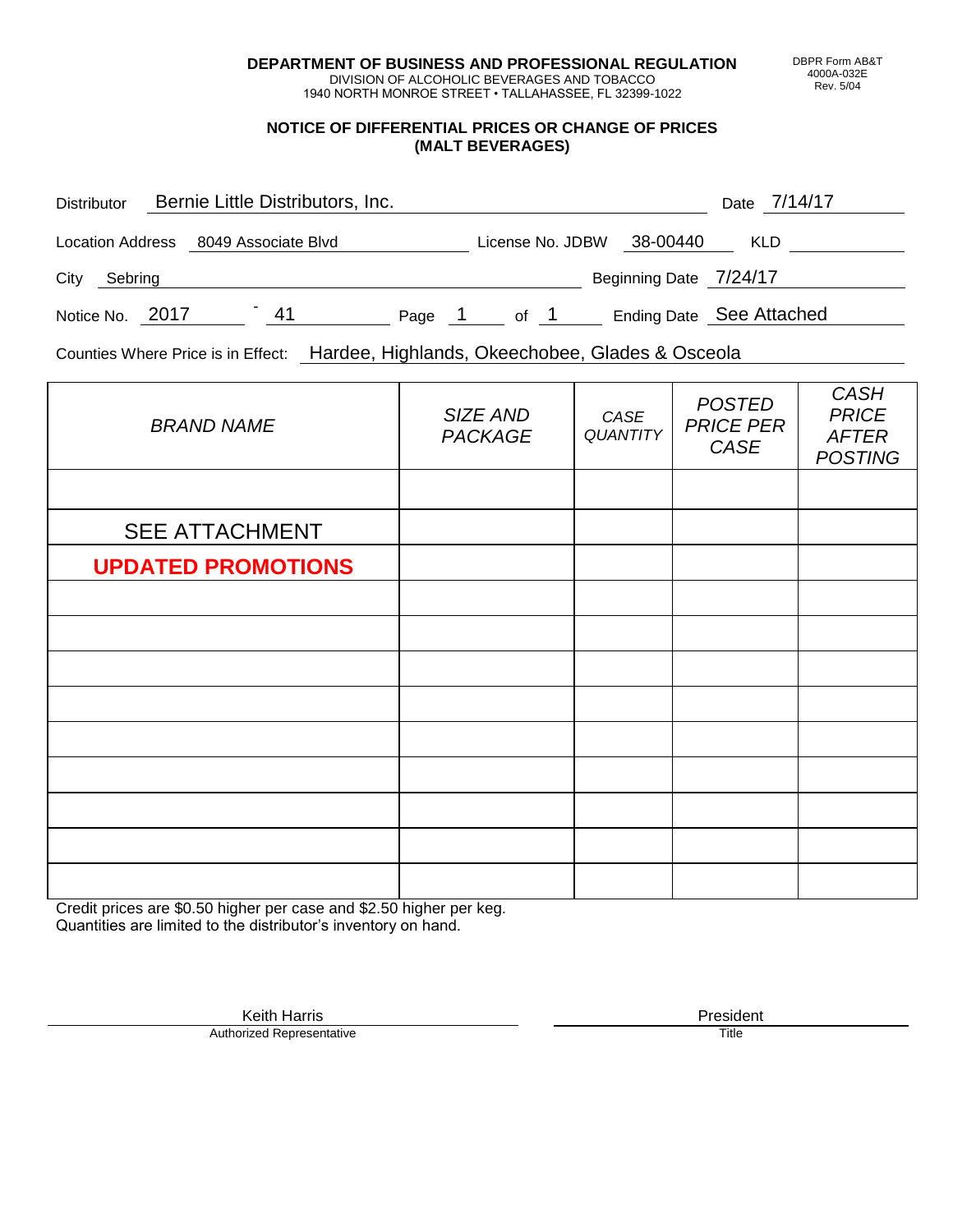**DEPARTMENT OF BUSINESS AND PROFESSIONAL REGULATION**
DIVISION OF ALCOHOLIC BEVERAGES AND TOBACCO
1940 NORTH MONROE STREET • TALLAHASSEE, FL 32399-1022

DBPR Form AB&T
4000A-032E
Rev. 5/04

## NOTICE OF DIFFERENTIAL PRICES OR CHANGE OF PRICES (MALT BEVERAGES)

Distributor: Bernie Little Distributors, Inc.    Date: 7/14/17

Location Address: 8049 Associate Blvd    License No. JDBW: 38-00440    KLD:

City: Sebring    Beginning Date: 7/24/17

Notice No. 2017 - 41    Page 1 of 1    Ending Date: See Attached

Counties Where Price is in Effect: Hardee, Highlands, Okeechobee, Glades & Osceola

| *BRAND NAME* | *SIZE AND PACKAGE* | *CASE QUANTITY* | *POSTED PRICE PER CASE* | *CASH PRICE AFTER POSTING* |
|---|---|---|---|---|
| | | | | |
| SEE ATTACHMENT | | | | |
| **UPDATED PROMOTIONS** | | | | |
| | | | | |
| | | | | |
| | | | | |
| | | | | |
| | | | | |
| | | | | |
| | | | | |
| | | | | |
| | | | | |

Credit prices are $0.50 higher per case and $2.50 higher per keg.
Quantities are limited to the distributor's inventory on hand.

Keith Harris
Authorized Representative

President
Title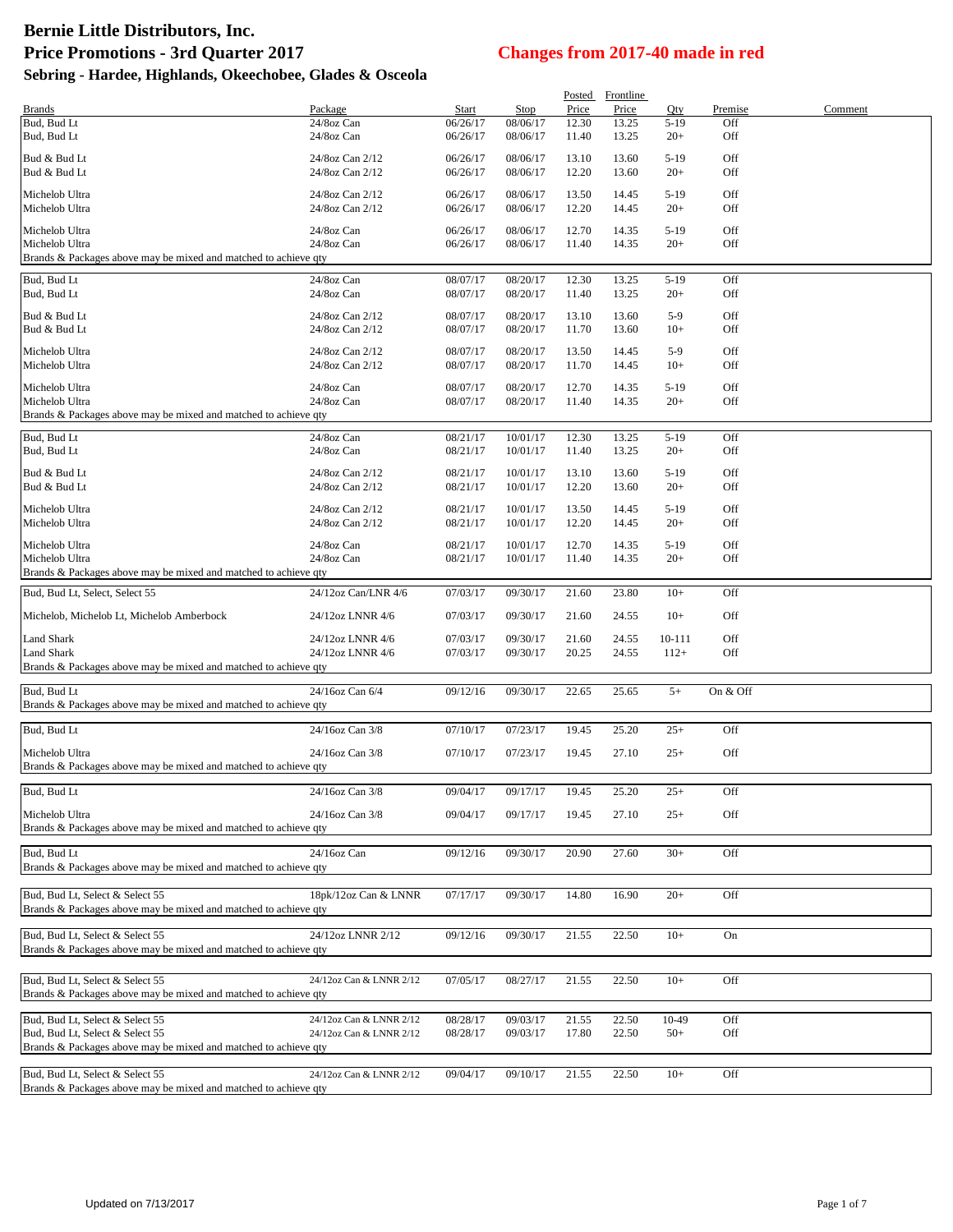# Bernie Little Distributors, Inc.

## Price Promotions - 3rd Quarter 2017

## Changes from 2017-40 made in red

### Sebring - Hardee, Highlands, Okeechobee, Glades & Osceola

| Brands | Package | Start | Stop | Posted Price | Frontline Price | Qty | Premise | Comment |
|---|---|---|---|---|---|---|---|---|
| Bud, Bud Lt | 24/8oz Can | 06/26/17 | 08/06/17 | 12.30 | 13.25 | 5-19 | Off | |
| Bud, Bud Lt | 24/8oz Can | 06/26/17 | 08/06/17 | 11.40 | 13.25 | 20+ | Off | |
| Bud & Bud Lt | 24/8oz Can 2/12 | 06/26/17 | 08/06/17 | 13.10 | 13.60 | 5-19 | Off | |
| Bud & Bud Lt | 24/8oz Can 2/12 | 06/26/17 | 08/06/17 | 12.20 | 13.60 | 20+ | Off | |
| Michelob Ultra | 24/8oz Can 2/12 | 06/26/17 | 08/06/17 | 13.50 | 14.45 | 5-19 | Off | |
| Michelob Ultra | 24/8oz Can 2/12 | 06/26/17 | 08/06/17 | 12.20 | 14.45 | 20+ | Off | |
| Michelob Ultra | 24/8oz Can | 06/26/17 | 08/06/17 | 12.70 | 14.35 | 5-19 | Off | |
| Michelob Ultra | 24/8oz Can | 06/26/17 | 08/06/17 | 11.40 | 14.35 | 20+ | Off | |
| Brands & Packages above may be mixed and matched to achieve qty | | | | | | | | |
| Bud, Bud Lt | 24/8oz Can | 08/07/17 | 08/20/17 | 12.30 | 13.25 | 5-19 | Off | |
| Bud, Bud Lt | 24/8oz Can | 08/07/17 | 08/20/17 | 11.40 | 13.25 | 20+ | Off | |
| Bud & Bud Lt | 24/8oz Can 2/12 | 08/07/17 | 08/20/17 | 13.10 | 13.60 | 5-9 | Off | |
| Bud & Bud Lt | 24/8oz Can 2/12 | 08/07/17 | 08/20/17 | 11.70 | 13.60 | 10+ | Off | |
| Michelob Ultra | 24/8oz Can 2/12 | 08/07/17 | 08/20/17 | 13.50 | 14.45 | 5-9 | Off | |
| Michelob Ultra | 24/8oz Can 2/12 | 08/07/17 | 08/20/17 | 11.70 | 14.45 | 10+ | Off | |
| Michelob Ultra | 24/8oz Can | 08/07/17 | 08/20/17 | 12.70 | 14.35 | 5-19 | Off | |
| Michelob Ultra | 24/8oz Can | 08/07/17 | 08/20/17 | 11.40 | 14.35 | 20+ | Off | |
| Brands & Packages above may be mixed and matched to achieve qty | | | | | | | | |
| Bud, Bud Lt | 24/8oz Can | 08/21/17 | 10/01/17 | 12.30 | 13.25 | 5-19 | Off | |
| Bud, Bud Lt | 24/8oz Can | 08/21/17 | 10/01/17 | 11.40 | 13.25 | 20+ | Off | |
| Bud & Bud Lt | 24/8oz Can 2/12 | 08/21/17 | 10/01/17 | 13.10 | 13.60 | 5-19 | Off | |
| Bud & Bud Lt | 24/8oz Can 2/12 | 08/21/17 | 10/01/17 | 12.20 | 13.60 | 20+ | Off | |
| Michelob Ultra | 24/8oz Can 2/12 | 08/21/17 | 10/01/17 | 13.50 | 14.45 | 5-19 | Off | |
| Michelob Ultra | 24/8oz Can 2/12 | 08/21/17 | 10/01/17 | 12.20 | 14.45 | 20+ | Off | |
| Michelob Ultra | 24/8oz Can | 08/21/17 | 10/01/17 | 12.70 | 14.35 | 5-19 | Off | |
| Michelob Ultra | 24/8oz Can | 08/21/17 | 10/01/17 | 11.40 | 14.35 | 20+ | Off | |
| Brands & Packages above may be mixed and matched to achieve qty | | | | | | | | |
| Bud, Bud Lt, Select, Select 55 | 24/12oz Can/LNR 4/6 | 07/03/17 | 09/30/17 | 21.60 | 23.80 | 10+ | Off | |
| Michelob, Michelob Lt, Michelob Amberbock | 24/12oz LNNR 4/6 | 07/03/17 | 09/30/17 | 21.60 | 24.55 | 10+ | Off | |
| Land Shark | 24/12oz LNNR 4/6 | 07/03/17 | 09/30/17 | 21.60 | 24.55 | 10-111 | Off | |
| Land Shark | 24/12oz LNNR 4/6 | 07/03/17 | 09/30/17 | 20.25 | 24.55 | 112+ | Off | |
| Brands & Packages above may be mixed and matched to achieve qty | | | | | | | | |
| Bud, Bud Lt | 24/16oz Can 6/4 | 09/12/16 | 09/30/17 | 22.65 | 25.65 | 5+ | On & Off | |
| Brands & Packages above may be mixed and matched to achieve qty | | | | | | | | |
| Bud, Bud Lt | 24/16oz Can 3/8 | 07/10/17 | 07/23/17 | 19.45 | 25.20 | 25+ | Off | |
| Michelob Ultra | 24/16oz Can 3/8 | 07/10/17 | 07/23/17 | 19.45 | 27.10 | 25+ | Off | |
| Brands & Packages above may be mixed and matched to achieve qty | | | | | | | | |
| Bud, Bud Lt | 24/16oz Can 3/8 | 09/04/17 | 09/17/17 | 19.45 | 25.20 | 25+ | Off | |
| Michelob Ultra | 24/16oz Can 3/8 | 09/04/17 | 09/17/17 | 19.45 | 27.10 | 25+ | Off | |
| Brands & Packages above may be mixed and matched to achieve qty | | | | | | | | |
| Bud, Bud Lt | 24/16oz Can | 09/12/16 | 09/30/17 | 20.90 | 27.60 | 30+ | Off | |
| Brands & Packages above may be mixed and matched to achieve qty | | | | | | | | |
| Bud, Bud Lt, Select & Select 55 | 18pk/12oz Can & LNNR | 07/17/17 | 09/30/17 | 14.80 | 16.90 | 20+ | Off | |
| Brands & Packages above may be mixed and matched to achieve qty | | | | | | | | |
| Bud, Bud Lt, Select & Select 55 | 24/12oz LNNR 2/12 | 09/12/16 | 09/30/17 | 21.55 | 22.50 | 10+ | On | |
| Brands & Packages above may be mixed and matched to achieve qty | | | | | | | | |
| Bud, Bud Lt, Select & Select 55 | 24/12oz Can & LNNR 2/12 | 07/05/17 | 08/27/17 | 21.55 | 22.50 | 10+ | Off | |
| Brands & Packages above may be mixed and matched to achieve qty | | | | | | | | |
| Bud, Bud Lt, Select & Select 55 | 24/12oz Can & LNNR 2/12 | 08/28/17 | 09/03/17 | 21.55 | 22.50 | 10-49 | Off | |
| Bud, Bud Lt, Select & Select 55 | 24/12oz Can & LNNR 2/12 | 08/28/17 | 09/03/17 | 17.80 | 22.50 | 50+ | Off | |
| Brands & Packages above may be mixed and matched to achieve qty | | | | | | | | |
| Bud, Bud Lt, Select & Select 55 | 24/12oz Can & LNNR 2/12 | 09/04/17 | 09/10/17 | 21.55 | 22.50 | 10+ | Off | |
| Brands & Packages above may be mixed and matched to achieve qty | | | | | | | | |

Updated on 7/13/2017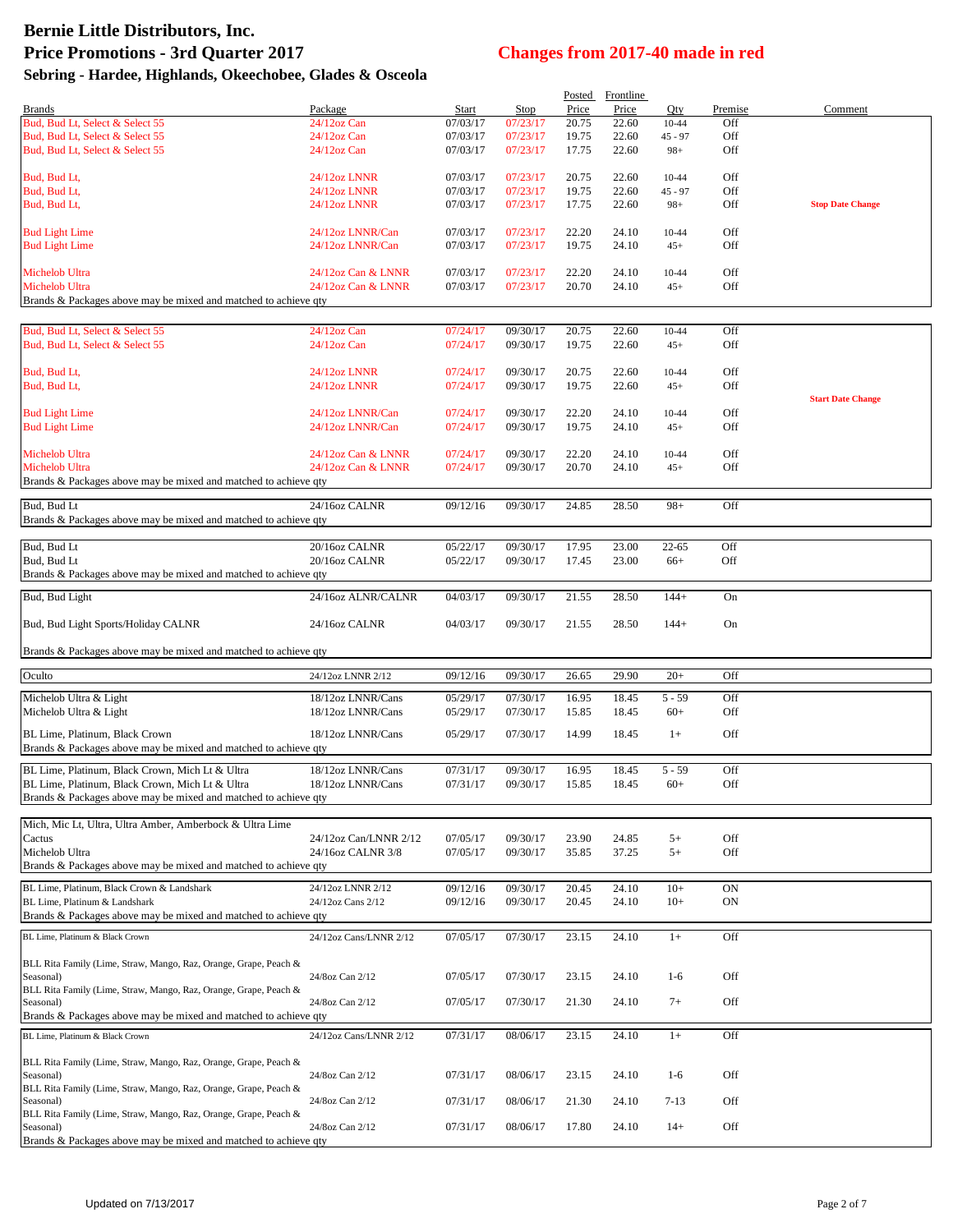# Bernie Little Distributors, Inc.
# Price Promotions - 3rd Quarter 2017
## Changes from 2017-40 made in red
### Sebring - Hardee, Highlands, Okeechobee, Glades & Osceola

| Brands | Package | Start | Stop | Posted Price | Frontline Price | Qty | Premise | Comment |
|---|---|---|---|---|---|---|---|---|
| Bud, Bud Lt, Select & Select 55 | 24/12oz Can | 07/03/17 | 07/23/17 | 20.75 | 22.60 | 10-44 | Off | |
| Bud, Bud Lt, Select & Select 55 | 24/12oz Can | 07/03/17 | 07/23/17 | 19.75 | 22.60 | 45 - 97 | Off | |
| Bud, Bud Lt, Select & Select 55 | 24/12oz Can | 07/03/17 | 07/23/17 | 17.75 | 22.60 | 98+ | Off | |
| Bud, Bud Lt, | 24/12oz LNNR | 07/03/17 | 07/23/17 | 20.75 | 22.60 | 10-44 | Off | |
| Bud, Bud Lt, | 24/12oz LNNR | 07/03/17 | 07/23/17 | 19.75 | 22.60 | 45 - 97 | Off | |
| Bud, Bud Lt, | 24/12oz LNNR | 07/03/17 | 07/23/17 | 17.75 | 22.60 | 98+ | Off | **Stop Date Change** |
| Bud Light Lime | 24/12oz LNNR/Can | 07/03/17 | 07/23/17 | 22.20 | 24.10 | 10-44 | Off | |
| Bud Light Lime | 24/12oz LNNR/Can | 07/03/17 | 07/23/17 | 19.75 | 24.10 | 45+ | Off | |
| Michelob Ultra | 24/12oz Can & LNNR | 07/03/17 | 07/23/17 | 22.20 | 24.10 | 10-44 | Off | |
| Michelob Ultra | 24/12oz Can & LNNR | 07/03/17 | 07/23/17 | 20.70 | 24.10 | 45+ | Off | |
| Brands & Packages above may be mixed and matched to achieve qty | | | | | | | | |
| Bud, Bud Lt, Select & Select 55 | 24/12oz Can | 07/24/17 | 09/30/17 | 20.75 | 22.60 | 10-44 | Off | |
| Bud, Bud Lt, Select & Select 55 | 24/12oz Can | 07/24/17 | 09/30/17 | 19.75 | 22.60 | 45+ | Off | |
| Bud, Bud Lt, | 24/12oz LNNR | 07/24/17 | 09/30/17 | 20.75 | 22.60 | 10-44 | Off | |
| Bud, Bud Lt, | 24/12oz LNNR | 07/24/17 | 09/30/17 | 19.75 | 22.60 | 45+ | Off | **Start Date Change** |
| Bud Light Lime | 24/12oz LNNR/Can | 07/24/17 | 09/30/17 | 22.20 | 24.10 | 10-44 | Off | |
| Bud Light Lime | 24/12oz LNNR/Can | 07/24/17 | 09/30/17 | 19.75 | 24.10 | 45+ | Off | |
| Michelob Ultra | 24/12oz Can & LNNR | 07/24/17 | 09/30/17 | 22.20 | 24.10 | 10-44 | Off | |
| Michelob Ultra | 24/12oz Can & LNNR | 07/24/17 | 09/30/17 | 20.70 | 24.10 | 45+ | Off | |
| Brands & Packages above may be mixed and matched to achieve qty | | | | | | | | |
| Bud, Bud Lt | 24/16oz CALNR | 09/12/16 | 09/30/17 | 24.85 | 28.50 | 98+ | Off | |
| Brands & Packages above may be mixed and matched to achieve qty | | | | | | | | |
| Bud, Bud Lt | 20/16oz CALNR | 05/22/17 | 09/30/17 | 17.95 | 23.00 | 22-65 | Off | |
| Bud, Bud Lt | 20/16oz CALNR | 05/22/17 | 09/30/17 | 17.45 | 23.00 | 66+ | Off | |
| Brands & Packages above may be mixed and matched to achieve qty | | | | | | | | |
| Bud, Bud Light | 24/16oz ALNR/CALNR | 04/03/17 | 09/30/17 | 21.55 | 28.50 | 144+ | On | |
| Bud, Bud Light Sports/Holiday CALNR | 24/16oz CALNR | 04/03/17 | 09/30/17 | 21.55 | 28.50 | 144+ | On | |
| Brands & Packages above may be mixed and matched to achieve qty | | | | | | | | |
| Oculto | 24/12oz LNNR 2/12 | 09/12/16 | 09/30/17 | 26.65 | 29.90 | 20+ | Off | |
| Michelob Ultra & Light | 18/12oz LNNR/Cans | 05/29/17 | 07/30/17 | 16.95 | 18.45 | 5 - 59 | Off | |
| Michelob Ultra & Light | 18/12oz LNNR/Cans | 05/29/17 | 07/30/17 | 15.85 | 18.45 | 60+ | Off | |
| BL Lime, Platinum, Black Crown | 18/12oz LNNR/Cans | 05/29/17 | 07/30/17 | 14.99 | 18.45 | 1+ | Off | |
| Brands & Packages above may be mixed and matched to achieve qty | | | | | | | | |
| BL Lime, Platinum, Black Crown, Mich Lt & Ultra | 18/12oz LNNR/Cans | 07/31/17 | 09/30/17 | 16.95 | 18.45 | 5 - 59 | Off | |
| BL Lime, Platinum, Black Crown, Mich Lt & Ultra | 18/12oz LNNR/Cans | 07/31/17 | 09/30/17 | 15.85 | 18.45 | 60+ | Off | |
| Brands & Packages above may be mixed and matched to achieve qty | | | | | | | | |
| Mich, Mic Lt, Ultra, Ultra Amber, Amberbock & Ultra Lime Cactus | 24/12oz Can/LNNR 2/12 | 07/05/17 | 09/30/17 | 23.90 | 24.85 | 5+ | Off | |
| Michelob Ultra | 24/16oz CALNR 3/8 | 07/05/17 | 09/30/17 | 35.85 | 37.25 | 5+ | Off | |
| Brands & Packages above may be mixed and matched to achieve qty | | | | | | | | |
| BL Lime, Platinum, Black Crown & Landshark | 24/12oz LNNR 2/12 | 09/12/16 | 09/30/17 | 20.45 | 24.10 | 10+ | ON | |
| BL Lime, Platinum & Landshark | 24/12oz Cans 2/12 | 09/12/16 | 09/30/17 | 20.45 | 24.10 | 10+ | ON | |
| Brands & Packages above may be mixed and matched to achieve qty | | | | | | | | |
| BL Lime, Platinum & Black Crown | 24/12oz Cans/LNNR 2/12 | 07/05/17 | 07/30/17 | 23.15 | 24.10 | 1+ | Off | |
| BLL Rita Family (Lime, Straw, Mango, Raz, Orange, Grape, Peach & Seasonal) | 24/8oz Can 2/12 | 07/05/17 | 07/30/17 | 23.15 | 24.10 | 1-6 | Off | |
| BLL Rita Family (Lime, Straw, Mango, Raz, Orange, Grape, Peach & Seasonal) | 24/8oz Can 2/12 | 07/05/17 | 07/30/17 | 21.30 | 24.10 | 7+ | Off | |
| Brands & Packages above may be mixed and matched to achieve qty | | | | | | | | |
| BL Lime, Platinum & Black Crown | 24/12oz Cans/LNNR 2/12 | 07/31/17 | 08/06/17 | 23.15 | 24.10 | 1+ | Off | |
| BLL Rita Family (Lime, Straw, Mango, Raz, Orange, Grape, Peach & Seasonal) | 24/8oz Can 2/12 | 07/31/17 | 08/06/17 | 23.15 | 24.10 | 1-6 | Off | |
| BLL Rita Family (Lime, Straw, Mango, Raz, Orange, Grape, Peach & Seasonal) | 24/8oz Can 2/12 | 07/31/17 | 08/06/17 | 21.30 | 24.10 | 7-13 | Off | |
| BLL Rita Family (Lime, Straw, Mango, Raz, Orange, Grape, Peach & Seasonal) | 24/8oz Can 2/12 | 07/31/17 | 08/06/17 | 17.80 | 24.10 | 14+ | Off | |
| Brands & Packages above may be mixed and matched to achieve qty | | | | | | | | |

Updated on 7/13/2017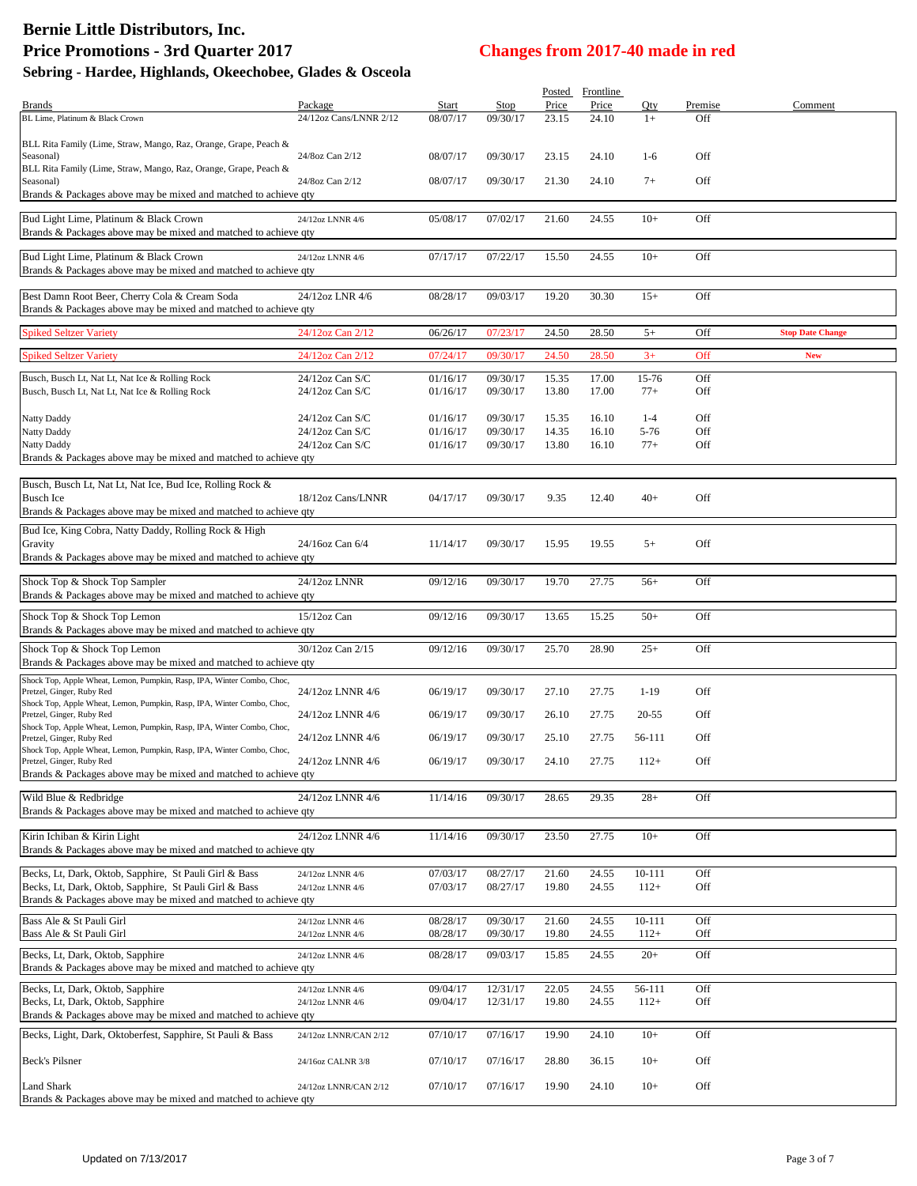# Bernie Little Distributors, Inc.

## Price Promotions - 3rd Quarter 2017

## Changes from 2017-40 made in red

### Sebring - Hardee, Highlands, Okeechobee, Glades & Osceola

| Brands | Package | Start | Stop | Posted Price | Frontline Price | Qty | Premise | Comment |
|---|---|---|---|---|---|---|---|---|
| BL Lime, Platinum & Black Crown | 24/12oz Cans/LNNR 2/12 | 08/07/17 | 09/30/17 | 23.15 | 24.10 | 1+ | Off | |
| BLL Rita Family (Lime, Straw, Mango, Raz, Orange, Grape, Peach & Seasonal) | 24/8oz Can 2/12 | 08/07/17 | 09/30/17 | 23.15 | 24.10 | 1-6 | Off | |
| BLL Rita Family (Lime, Straw, Mango, Raz, Orange, Grape, Peach & Seasonal) | 24/8oz Can 2/12 | 08/07/17 | 09/30/17 | 21.30 | 24.10 | 7+ | Off | |
| Brands & Packages above may be mixed and matched to achieve qty | | | | | | | | |
| Bud Light Lime, Platinum & Black Crown | 24/12oz LNNR 4/6 | 05/08/17 | 07/02/17 | 21.60 | 24.55 | 10+ | Off | |
| Brands & Packages above may be mixed and matched to achieve qty | | | | | | | | |
| Bud Light Lime, Platinum & Black Crown | 24/12oz LNNR 4/6 | 07/17/17 | 07/22/17 | 15.50 | 24.55 | 10+ | Off | |
| Brands & Packages above may be mixed and matched to achieve qty | | | | | | | | |
| Best Damn Root Beer, Cherry Cola & Cream Soda | 24/12oz LNR 4/6 | 08/28/17 | 09/03/17 | 19.20 | 30.30 | 15+ | Off | |
| Brands & Packages above may be mixed and matched to achieve qty | | | | | | | | |
| Spiked Seltzer Variety | 24/12oz Can 2/12 | 06/26/17 | 07/23/17 | 24.50 | 28.50 | 5+ | Off | Stop Date Change |
| Spiked Seltzer Variety | 24/12oz Can 2/12 | 07/24/17 | 09/30/17 | 24.50 | 28.50 | 3+ | Off | New |
| Busch, Busch Lt, Nat Lt, Nat Ice & Rolling Rock | 24/12oz Can S/C | 01/16/17 | 09/30/17 | 15.35 | 17.00 | 15-76 | Off | |
| Busch, Busch Lt, Nat Lt, Nat Ice & Rolling Rock | 24/12oz Can S/C | 01/16/17 | 09/30/17 | 13.80 | 17.00 | 77+ | Off | |
| Natty Daddy | 24/12oz Can S/C | 01/16/17 | 09/30/17 | 15.35 | 16.10 | 1-4 | Off | |
| Natty Daddy | 24/12oz Can S/C | 01/16/17 | 09/30/17 | 14.35 | 16.10 | 5-76 | Off | |
| Natty Daddy | 24/12oz Can S/C | 01/16/17 | 09/30/17 | 13.80 | 16.10 | 77+ | Off | |
| Brands & Packages above may be mixed and matched to achieve qty | | | | | | | | |
| Busch, Busch Lt, Nat Lt, Nat Ice, Bud Ice, Rolling Rock & Busch Ice | 18/12oz Cans/LNNR | 04/17/17 | 09/30/17 | 9.35 | 12.40 | 40+ | Off | |
| Brands & Packages above may be mixed and matched to achieve qty | | | | | | | | |
| Bud Ice, King Cobra, Natty Daddy, Rolling Rock & High Gravity | 24/16oz Can 6/4 | 11/14/17 | 09/30/17 | 15.95 | 19.55 | 5+ | Off | |
| Brands & Packages above may be mixed and matched to achieve qty | | | | | | | | |
| Shock Top & Shock Top Sampler | 24/12oz LNNR | 09/12/16 | 09/30/17 | 19.70 | 27.75 | 56+ | Off | |
| Brands & Packages above may be mixed and matched to achieve qty | | | | | | | | |
| Shock Top & Shock Top Lemon | 15/12oz Can | 09/12/16 | 09/30/17 | 13.65 | 15.25 | 50+ | Off | |
| Brands & Packages above may be mixed and matched to achieve qty | | | | | | | | |
| Shock Top & Shock Top Lemon | 30/12oz Can 2/15 | 09/12/16 | 09/30/17 | 25.70 | 28.90 | 25+ | Off | |
| Brands & Packages above may be mixed and matched to achieve qty | | | | | | | | |
| Shock Top, Apple Wheat, Lemon, Pumpkin, Rasp, IPA, Winter Combo, Choc, Pretzel, Ginger, Ruby Red | 24/12oz LNNR 4/6 | 06/19/17 | 09/30/17 | 27.10 | 27.75 | 1-19 | Off | |
| Shock Top, Apple Wheat, Lemon, Pumpkin, Rasp, IPA, Winter Combo, Choc, Pretzel, Ginger, Ruby Red | 24/12oz LNNR 4/6 | 06/19/17 | 09/30/17 | 26.10 | 27.75 | 20-55 | Off | |
| Shock Top, Apple Wheat, Lemon, Pumpkin, Rasp, IPA, Winter Combo, Choc, Pretzel, Ginger, Ruby Red | 24/12oz LNNR 4/6 | 06/19/17 | 09/30/17 | 25.10 | 27.75 | 56-111 | Off | |
| Shock Top, Apple Wheat, Lemon, Pumpkin, Rasp, IPA, Winter Combo, Choc, Pretzel, Ginger, Ruby Red | 24/12oz LNNR 4/6 | 06/19/17 | 09/30/17 | 24.10 | 27.75 | 112+ | Off | |
| Brands & Packages above may be mixed and matched to achieve qty | | | | | | | | |
| Wild Blue & Redbridge | 24/12oz LNNR 4/6 | 11/14/16 | 09/30/17 | 28.65 | 29.35 | 28+ | Off | |
| Brands & Packages above may be mixed and matched to achieve qty | | | | | | | | |
| Kirin Ichiban & Kirin Light | 24/12oz LNNR 4/6 | 11/14/16 | 09/30/17 | 23.50 | 27.75 | 10+ | Off | |
| Brands & Packages above may be mixed and matched to achieve qty | | | | | | | | |
| Becks, Lt, Dark, Oktob, Sapphire, St Pauli Girl & Bass | 24/12oz LNNR 4/6 | 07/03/17 | 08/27/17 | 21.60 | 24.55 | 10-111 | Off | |
| Becks, Lt, Dark, Oktob, Sapphire, St Pauli Girl & Bass | 24/12oz LNNR 4/6 | 07/03/17 | 08/27/17 | 19.80 | 24.55 | 112+ | Off | |
| Brands & Packages above may be mixed and matched to achieve qty | | | | | | | | |
| Bass Ale & St Pauli Girl | 24/12oz LNNR 4/6 | 08/28/17 | 09/30/17 | 21.60 | 24.55 | 10-111 | Off | |
| Bass Ale & St Pauli Girl | 24/12oz LNNR 4/6 | 08/28/17 | 09/30/17 | 19.80 | 24.55 | 112+ | Off | |
| Becks, Lt, Dark, Oktob, Sapphire | 24/12oz LNNR 4/6 | 08/28/17 | 09/03/17 | 15.85 | 24.55 | 20+ | Off | |
| Brands & Packages above may be mixed and matched to achieve qty | | | | | | | | |
| Becks, Lt, Dark, Oktob, Sapphire | 24/12oz LNNR 4/6 | 09/04/17 | 12/31/17 | 22.05 | 24.55 | 56-111 | Off | |
| Becks, Lt, Dark, Oktob, Sapphire | 24/12oz LNNR 4/6 | 09/04/17 | 12/31/17 | 19.80 | 24.55 | 112+ | Off | |
| Brands & Packages above may be mixed and matched to achieve qty | | | | | | | | |
| Becks, Light, Dark, Oktoberfest, Sapphire, St Pauli & Bass | 24/12oz LNNR/CAN 2/12 | 07/10/17 | 07/16/17 | 19.90 | 24.10 | 10+ | Off | |
| Beck's Pilsner | 24/16oz CALNR 3/8 | 07/10/17 | 07/16/17 | 28.80 | 36.15 | 10+ | Off | |
| Land Shark | 24/12oz LNNR/CAN 2/12 | 07/10/17 | 07/16/17 | 19.90 | 24.10 | 10+ | Off | |
| Brands & Packages above may be mixed and matched to achieve qty | | | | | | | | |

Updated on 7/13/2017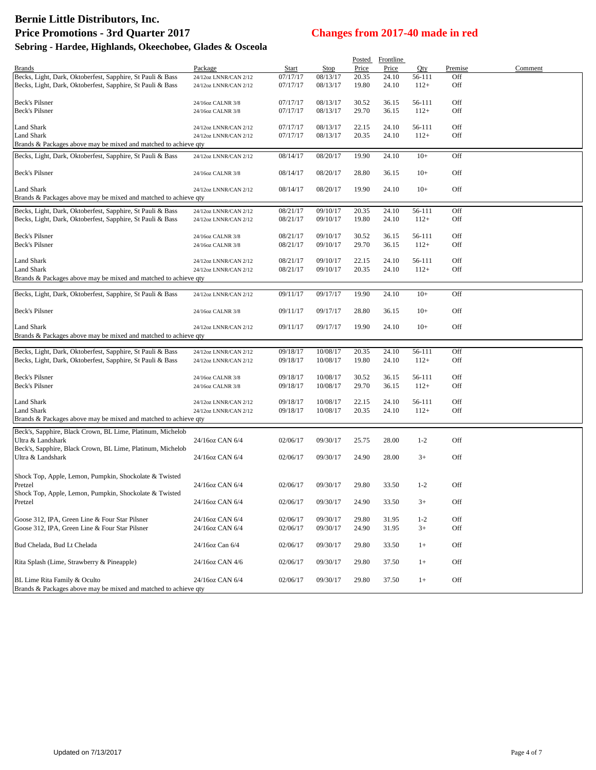# Bernie Little Distributors, Inc.
# Price Promotions - 3rd Quarter 2017

**Changes from 2017-40 made in red**

## Sebring - Hardee, Highlands, Okeechobee, Glades & Osceola

| Brands | Package | Start | Stop | Posted Price | Frontline Price | Qty | Premise | Comment |
|---|---|---|---|---|---|---|---|---|
| Becks, Light, Dark, Oktoberfest, Sapphire, St Pauli & Bass | 24/12oz LNNR/CAN 2/12 | 07/17/17 | 08/13/17 | 20.35 | 24.10 | 56-111 | Off | |
| Becks, Light, Dark, Oktoberfest, Sapphire, St Pauli & Bass | 24/12oz LNNR/CAN 2/12 | 07/17/17 | 08/13/17 | 19.80 | 24.10 | 112+ | Off | |
| Beck's Pilsner | 24/16oz CALNR 3/8 | 07/17/17 | 08/13/17 | 30.52 | 36.15 | 56-111 | Off | |
| Beck's Pilsner | 24/16oz CALNR 3/8 | 07/17/17 | 08/13/17 | 29.70 | 36.15 | 112+ | Off | |
| Land Shark | 24/12oz LNNR/CAN 2/12 | 07/17/17 | 08/13/17 | 22.15 | 24.10 | 56-111 | Off | |
| Land Shark | 24/12oz LNNR/CAN 2/12 | 07/17/17 | 08/13/17 | 20.35 | 24.10 | 112+ | Off | |
| Brands & Packages above may be mixed and matched to achieve qty | | | | | | | | |
| Becks, Light, Dark, Oktoberfest, Sapphire, St Pauli & Bass | 24/12oz LNNR/CAN 2/12 | 08/14/17 | 08/20/17 | 19.90 | 24.10 | 10+ | Off | |
| Beck's Pilsner | 24/16oz CALNR 3/8 | 08/14/17 | 08/20/17 | 28.80 | 36.15 | 10+ | Off | |
| Land Shark | 24/12oz LNNR/CAN 2/12 | 08/14/17 | 08/20/17 | 19.90 | 24.10 | 10+ | Off | |
| Brands & Packages above may be mixed and matched to achieve qty | | | | | | | | |
| Becks, Light, Dark, Oktoberfest, Sapphire, St Pauli & Bass | 24/12oz LNNR/CAN 2/12 | 08/21/17 | 09/10/17 | 20.35 | 24.10 | 56-111 | Off | |
| Becks, Light, Dark, Oktoberfest, Sapphire, St Pauli & Bass | 24/12oz LNNR/CAN 2/12 | 08/21/17 | 09/10/17 | 19.80 | 24.10 | 112+ | Off | |
| Beck's Pilsner | 24/16oz CALNR 3/8 | 08/21/17 | 09/10/17 | 30.52 | 36.15 | 56-111 | Off | |
| Beck's Pilsner | 24/16oz CALNR 3/8 | 08/21/17 | 09/10/17 | 29.70 | 36.15 | 112+ | Off | |
| Land Shark | 24/12oz LNNR/CAN 2/12 | 08/21/17 | 09/10/17 | 22.15 | 24.10 | 56-111 | Off | |
| Land Shark | 24/12oz LNNR/CAN 2/12 | 08/21/17 | 09/10/17 | 20.35 | 24.10 | 112+ | Off | |
| Brands & Packages above may be mixed and matched to achieve qty | | | | | | | | |
| Becks, Light, Dark, Oktoberfest, Sapphire, St Pauli & Bass | 24/12oz LNNR/CAN 2/12 | 09/11/17 | 09/17/17 | 19.90 | 24.10 | 10+ | Off | |
| Beck's Pilsner | 24/16oz CALNR 3/8 | 09/11/17 | 09/17/17 | 28.80 | 36.15 | 10+ | Off | |
| Land Shark | 24/12oz LNNR/CAN 2/12 | 09/11/17 | 09/17/17 | 19.90 | 24.10 | 10+ | Off | |
| Brands & Packages above may be mixed and matched to achieve qty | | | | | | | | |
| Becks, Light, Dark, Oktoberfest, Sapphire, St Pauli & Bass | 24/12oz LNNR/CAN 2/12 | 09/18/17 | 10/08/17 | 20.35 | 24.10 | 56-111 | Off | |
| Becks, Light, Dark, Oktoberfest, Sapphire, St Pauli & Bass | 24/12oz LNNR/CAN 2/12 | 09/18/17 | 10/08/17 | 19.80 | 24.10 | 112+ | Off | |
| Beck's Pilsner | 24/16oz CALNR 3/8 | 09/18/17 | 10/08/17 | 30.52 | 36.15 | 56-111 | Off | |
| Beck's Pilsner | 24/16oz CALNR 3/8 | 09/18/17 | 10/08/17 | 29.70 | 36.15 | 112+ | Off | |
| Land Shark | 24/12oz LNNR/CAN 2/12 | 09/18/17 | 10/08/17 | 22.15 | 24.10 | 56-111 | Off | |
| Land Shark | 24/12oz LNNR/CAN 2/12 | 09/18/17 | 10/08/17 | 20.35 | 24.10 | 112+ | Off | |
| Brands & Packages above may be mixed and matched to achieve qty | | | | | | | | |
| Beck's, Sapphire, Black Crown, BL Lime, Platinum, Michelob Ultra & Landshark | 24/16oz CAN 6/4 | 02/06/17 | 09/30/17 | 25.75 | 28.00 | 1-2 | Off | |
| Beck's, Sapphire, Black Crown, BL Lime, Platinum, Michelob Ultra & Landshark | 24/16oz CAN 6/4 | 02/06/17 | 09/30/17 | 24.90 | 28.00 | 3+ | Off | |
| Shock Top, Apple, Lemon, Pumpkin, Shockolate & Twisted Pretzel | 24/16oz CAN 6/4 | 02/06/17 | 09/30/17 | 29.80 | 33.50 | 1-2 | Off | |
| Shock Top, Apple, Lemon, Pumpkin, Shockolate & Twisted Pretzel | 24/16oz CAN 6/4 | 02/06/17 | 09/30/17 | 24.90 | 33.50 | 3+ | Off | |
| Goose 312, IPA, Green Line & Four Star Pilsner | 24/16oz CAN 6/4 | 02/06/17 | 09/30/17 | 29.80 | 31.95 | 1-2 | Off | |
| Goose 312, IPA, Green Line & Four Star Pilsner | 24/16oz CAN 6/4 | 02/06/17 | 09/30/17 | 24.90 | 31.95 | 3+ | Off | |
| Bud Chelada, Bud Lt Chelada | 24/16oz Can 6/4 | 02/06/17 | 09/30/17 | 29.80 | 33.50 | 1+ | Off | |
| Rita Splash (Lime, Strawberry & Pineapple) | 24/16oz CAN 4/6 | 02/06/17 | 09/30/17 | 29.80 | 37.50 | 1+ | Off | |
| BL Lime Rita Family & Oculto | 24/16oz CAN 6/4 | 02/06/17 | 09/30/17 | 29.80 | 37.50 | 1+ | Off | |
| Brands & Packages above may be mixed and matched to achieve qty | | | | | | | | |

Updated on 7/13/2017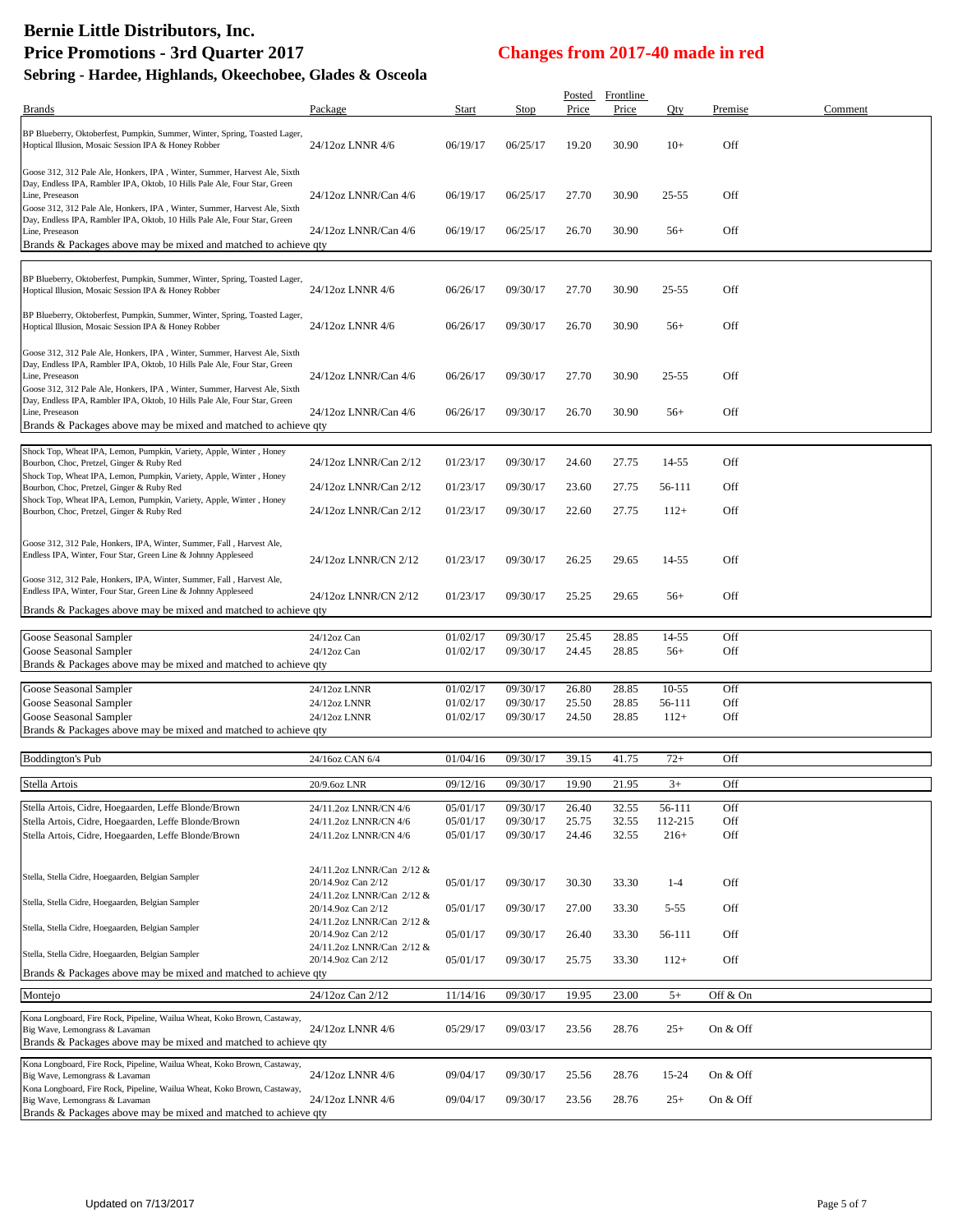# Bernie Little Distributors, Inc.

## Price Promotions - 3rd Quarter 2017

**Changes from 2017-40 made in red**

### Sebring - Hardee, Highlands, Okeechobee, Glades & Osceola

| Brands | Package | Start | Stop | Posted Price | Frontline Price | Qty | Premise | Comment |
|---|---|---|---|---|---|---|---|---|
| BP Blueberry, Oktoberfest, Pumpkin, Summer, Winter, Spring, Toasted Lager, Hoptical Illusion, Mosaic Session IPA & Honey Robber | 24/12oz LNNR 4/6 | 06/19/17 | 06/25/17 | 19.20 | 30.90 | 10+ | Off | |
| Goose 312, 312 Pale Ale, Honkers, IPA , Winter, Summer, Harvest Ale, Sixth Day, Endless IPA, Rambler IPA, Oktob, 10 Hills Pale Ale, Four Star, Green Line, Preseason | 24/12oz LNNR/Can 4/6 | 06/19/17 | 06/25/17 | 27.70 | 30.90 | 25-55 | Off | |
| Goose 312, 312 Pale Ale, Honkers, IPA , Winter, Summer, Harvest Ale, Sixth Day, Endless IPA, Rambler IPA, Oktob, 10 Hills Pale Ale, Four Star, Green Line, Preseason | 24/12oz LNNR/Can 4/6 | 06/19/17 | 06/25/17 | 26.70 | 30.90 | 56+ | Off | |
| Brands & Packages above may be mixed and matched to achieve qty | | | | | | | | |
| BP Blueberry, Oktoberfest, Pumpkin, Summer, Winter, Spring, Toasted Lager, Hoptical Illusion, Mosaic Session IPA & Honey Robber | 24/12oz LNNR 4/6 | 06/26/17 | 09/30/17 | 27.70 | 30.90 | 25-55 | Off | |
| BP Blueberry, Oktoberfest, Pumpkin, Summer, Winter, Spring, Toasted Lager, Hoptical Illusion, Mosaic Session IPA & Honey Robber | 24/12oz LNNR 4/6 | 06/26/17 | 09/30/17 | 26.70 | 30.90 | 56+ | Off | |
| Goose 312, 312 Pale Ale, Honkers, IPA , Winter, Summer, Harvest Ale, Sixth Day, Endless IPA, Rambler IPA, Oktob, 10 Hills Pale Ale, Four Star, Green Line, Preseason | 24/12oz LNNR/Can 4/6 | 06/26/17 | 09/30/17 | 27.70 | 30.90 | 25-55 | Off | |
| Goose 312, 312 Pale Ale, Honkers, IPA , Winter, Summer, Harvest Ale, Sixth Day, Endless IPA, Rambler IPA, Oktob, 10 Hills Pale Ale, Four Star, Green Line, Preseason | 24/12oz LNNR/Can 4/6 | 06/26/17 | 09/30/17 | 26.70 | 30.90 | 56+ | Off | |
| Brands & Packages above may be mixed and matched to achieve qty | | | | | | | | |
| Shock Top, Wheat IPA, Lemon, Pumpkin, Variety, Apple, Winter , Honey Bourbon, Choc, Pretzel, Ginger & Ruby Red | 24/12oz LNNR/Can 2/12 | 01/23/17 | 09/30/17 | 24.60 | 27.75 | 14-55 | Off | |
| Shock Top, Wheat IPA, Lemon, Pumpkin, Variety, Apple, Winter , Honey Bourbon, Choc, Pretzel, Ginger & Ruby Red | 24/12oz LNNR/Can 2/12 | 01/23/17 | 09/30/17 | 23.60 | 27.75 | 56-111 | Off | |
| Shock Top, Wheat IPA, Lemon, Pumpkin, Variety, Apple, Winter , Honey Bourbon, Choc, Pretzel, Ginger & Ruby Red | 24/12oz LNNR/Can 2/12 | 01/23/17 | 09/30/17 | 22.60 | 27.75 | 112+ | Off | |
| Goose 312, 312 Pale, Honkers, IPA, Winter, Summer, Fall , Harvest Ale, Endless IPA, Winter, Four Star, Green Line & Johnny Appleseed | 24/12oz LNNR/CN 2/12 | 01/23/17 | 09/30/17 | 26.25 | 29.65 | 14-55 | Off | |
| Goose 312, 312 Pale, Honkers, IPA, Winter, Summer, Fall , Harvest Ale, Endless IPA, Winter, Four Star, Green Line & Johnny Appleseed | 24/12oz LNNR/CN 2/12 | 01/23/17 | 09/30/17 | 25.25 | 29.65 | 56+ | Off | |
| Brands & Packages above may be mixed and matched to achieve qty | | | | | | | | |
| Goose Seasonal Sampler | 24/12oz Can | 01/02/17 | 09/30/17 | 25.45 | 28.85 | 14-55 | Off | |
| Goose Seasonal Sampler | 24/12oz Can | 01/02/17 | 09/30/17 | 24.45 | 28.85 | 56+ | Off | |
| Brands & Packages above may be mixed and matched to achieve qty | | | | | | | | |
| Goose Seasonal Sampler | 24/12oz LNNR | 01/02/17 | 09/30/17 | 26.80 | 28.85 | 10-55 | Off | |
| Goose Seasonal Sampler | 24/12oz LNNR | 01/02/17 | 09/30/17 | 25.50 | 28.85 | 56-111 | Off | |
| Goose Seasonal Sampler | 24/12oz LNNR | 01/02/17 | 09/30/17 | 24.50 | 28.85 | 112+ | Off | |
| Brands & Packages above may be mixed and matched to achieve qty | | | | | | | | |
| Boddington's Pub | 24/16oz CAN 6/4 | 01/04/16 | 09/30/17 | 39.15 | 41.75 | 72+ | Off | |
| Stella Artois | 20/9.6oz LNR | 09/12/16 | 09/30/17 | 19.90 | 21.95 | 3+ | Off | |
| Stella Artois, Cidre, Hoegaarden, Leffe Blonde/Brown | 24/11.2oz LNNR/CN 4/6 | 05/01/17 | 09/30/17 | 26.40 | 32.55 | 56-111 | Off | |
| Stella Artois, Cidre, Hoegaarden, Leffe Blonde/Brown | 24/11.2oz LNNR/CN 4/6 | 05/01/17 | 09/30/17 | 25.75 | 32.55 | 112-215 | Off | |
| Stella Artois, Cidre, Hoegaarden, Leffe Blonde/Brown | 24/11.2oz LNNR/CN 4/6 | 05/01/17 | 09/30/17 | 24.46 | 32.55 | 216+ | Off | |
| Stella, Stella Cidre, Hoegaarden, Belgian Sampler | 24/11.2oz LNNR/Can 2/12 & 20/14.9oz Can 2/12 | 05/01/17 | 09/30/17 | 30.30 | 33.30 | 1-4 | Off | |
| Stella, Stella Cidre, Hoegaarden, Belgian Sampler | 24/11.2oz LNNR/Can 2/12 & 20/14.9oz Can 2/12 | 05/01/17 | 09/30/17 | 27.00 | 33.30 | 5-55 | Off | |
| Stella, Stella Cidre, Hoegaarden, Belgian Sampler | 24/11.2oz LNNR/Can 2/12 & 20/14.9oz Can 2/12 | 05/01/17 | 09/30/17 | 26.40 | 33.30 | 56-111 | Off | |
| Stella, Stella Cidre, Hoegaarden, Belgian Sampler | 24/11.2oz LNNR/Can 2/12 & 20/14.9oz Can 2/12 | 05/01/17 | 09/30/17 | 25.75 | 33.30 | 112+ | Off | |
| Brands & Packages above may be mixed and matched to achieve qty | | | | | | | | |
| Montejo | 24/12oz Can 2/12 | 11/14/16 | 09/30/17 | 19.95 | 23.00 | 5+ | Off & On | |
| Kona Longboard, Fire Rock, Pipeline, Wailua Wheat, Koko Brown, Castaway, Big Wave, Lemongrass & Lavaman | 24/12oz LNNR 4/6 | 05/29/17 | 09/03/17 | 23.56 | 28.76 | 25+ | On & Off | |
| Brands & Packages above may be mixed and matched to achieve qty | | | | | | | | |
| Kona Longboard, Fire Rock, Pipeline, Wailua Wheat, Koko Brown, Castaway, Big Wave, Lemongrass & Lavaman | 24/12oz LNNR 4/6 | 09/04/17 | 09/30/17 | 25.56 | 28.76 | 15-24 | On & Off | |
| Kona Longboard, Fire Rock, Pipeline, Wailua Wheat, Koko Brown, Castaway, Big Wave, Lemongrass & Lavaman | 24/12oz LNNR 4/6 | 09/04/17 | 09/30/17 | 23.56 | 28.76 | 25+ | On & Off | |
| Brands & Packages above may be mixed and matched to achieve qty | | | | | | | | |

Updated on 7/13/2017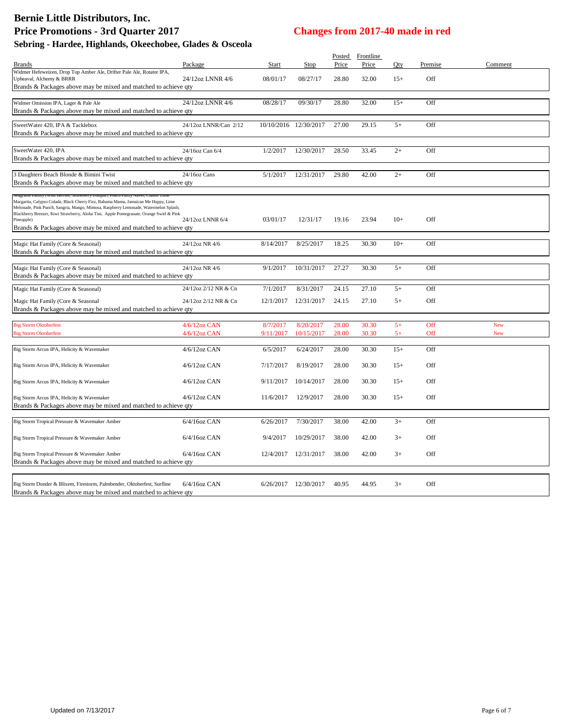# Bernie Little Distributors, Inc.
## Price Promotions - 3rd Quarter 2017
## Changes from 2017-40 made in red
### Sebring - Hardee, Highlands, Okeechobee, Glades & Osceola

| Brands | Package | Start | Stop | Posted Price | Frontline Price | Qty | Premise | Comment |
|---|---|---|---|---|---|---|---|---|
| Widmer Hefeweizen, Drop Top Amber Ale, Drifter Pale Ale, Rotator IPA, Upheaval, Alchemy & BRRR | 24/12oz LNNR 4/6 | 08/01/17 | 08/27/17 | 28.80 | 32.00 | 15+ | Off | |
| Brands & Packages above may be mixed and matched to achieve qty | | | | | | | | |
| Widmer Omission IPA, Lager & Pale Ale | 24/12oz LNNR 4/6 | 08/28/17 | 09/30/17 | 28.80 | 32.00 | 15+ | Off | |
| Brands & Packages above may be mixed and matched to achieve qty | | | | | | | | |
| SweetWater 420, IPA & Tacklebox | 24/12oz LNNR/Can 2/12 | 10/10/2016 | 12/30/2017 | 27.00 | 29.15 | 5+ | Off | |
| Brands & Packages above may be mixed and matched to achieve qty | | | | | | | | |
| SweetWater 420, IPA | 24/16oz Can 6/4 | 1/2/2017 | 12/30/2017 | 28.50 | 33.45 | 2+ | Off | |
| Brands & Packages above may be mixed and matched to achieve qty | | | | | | | | |
| 3 Daughters Beach Blonde & Bimini Twist | 24/16oz Cans | 5/1/2017 | 12/31/2017 | 29.80 | 42.00 | 2+ | Off | |
| Brands & Packages above may be mixed and matched to achieve qty | | | | | | | | |
| Seagrams Family (Wild Berries, Strawberry Daiquiri, Peach Fuzzy Navel, Classic Lime Margarita, Calypso Colada, Black Cherry Fizz, Bahama Mama, Jamaican Me Happy, Lime Melonade, Pink Punch, Sangria, Mango, Mimosa, Raspberry Lemonade, Watermelon Splash, Blackberry Breezer, Kiwi Strawberry, Aloha Tini, Apple Pomegranate, Orange Swirl & Pink Pineapple) | 24/12oz LNNR 6/4 | 03/01/17 | 12/31/17 | 19.16 | 23.94 | 10+ | Off | |
| Brands & Packages above may be mixed and matched to achieve qty | | | | | | | | |
| Magic Hat Family (Core & Seasonal) | 24/12oz NR 4/6 | 8/14/2017 | 8/25/2017 | 18.25 | 30.30 | 10+ | Off | |
| Brands & Packages above may be mixed and matched to achieve qty | | | | | | | | |
| Magic Hat Family (Core & Seasonal) | 24/12oz NR 4/6 | 9/1/2017 | 10/31/2017 | 27.27 | 30.30 | 5+ | Off | |
| Brands & Packages above may be mixed and matched to achieve qty | | | | | | | | |
| Magic Hat Family (Core & Seasonal) | 24/12oz 2/12 NR & Cn | 7/1/2017 | 8/31/2017 | 24.15 | 27.10 | 5+ | Off | |
| Magic Hat Family (Core & Seasonal | 24/12oz 2/12 NR & Cn | 12/1/2017 | 12/31/2017 | 24.15 | 27.10 | 5+ | Off | |
| Brands & Packages above may be mixed and matched to achieve qty | | | | | | | | |
| Big Storm Oktoberfest | 4/6/12oz CAN | 8/7/2017 | 8/20/2017 | 28.00 | 30.30 | 5+ | Off | New |
| Big Storm Oktoberfest | 4/6/12oz CAN | 9/11/2017 | 10/15/2017 | 28.00 | 30.30 | 5+ | Off | New |
| Big Storm Arcus IPA, Helicity & Wavemaker | 4/6/12oz CAN | 6/5/2017 | 6/24/2017 | 28.00 | 30.30 | 15+ | Off | |
| Big Storm Arcus IPA, Helicity & Wavemaker | 4/6/12oz CAN | 7/17/2017 | 8/19/2017 | 28.00 | 30.30 | 15+ | Off | |
| Big Storm Arcus IPA, Helicity & Wavemaker | 4/6/12oz CAN | 9/11/2017 | 10/14/2017 | 28.00 | 30.30 | 15+ | Off | |
| Big Storm Arcus IPA, Helicity & Wavemaker | 4/6/12oz CAN | 11/6/2017 | 12/9/2017 | 28.00 | 30.30 | 15+ | Off | |
| Brands & Packages above may be mixed and matched to achieve qty | | | | | | | | |
| Big Storm Tropical Pressure & Wavemaker Amber | 6/4/16oz CAN | 6/26/2017 | 7/30/2017 | 38.00 | 42.00 | 3+ | Off | |
| Big Storm Tropical Pressure & Wavemaker Amber | 6/4/16oz CAN | 9/4/2017 | 10/29/2017 | 38.00 | 42.00 | 3+ | Off | |
| Big Storm Tropical Pressure & Wavemaker Amber | 6/4/16oz CAN | 12/4/2017 | 12/31/2017 | 38.00 | 42.00 | 3+ | Off | |
| Brands & Packages above may be mixed and matched to achieve qty | | | | | | | | |
| Big Storm Dunder & Blixem, Firestorm, Palmbender, Oktoberfest, Surfline | 6/4/16oz CAN | 6/26/2017 | 12/30/2017 | 40.95 | 44.95 | 3+ | Off | |
| Brands & Packages above may be mixed and matched to achieve qty | | | | | | | | |

Updated on 7/13/2017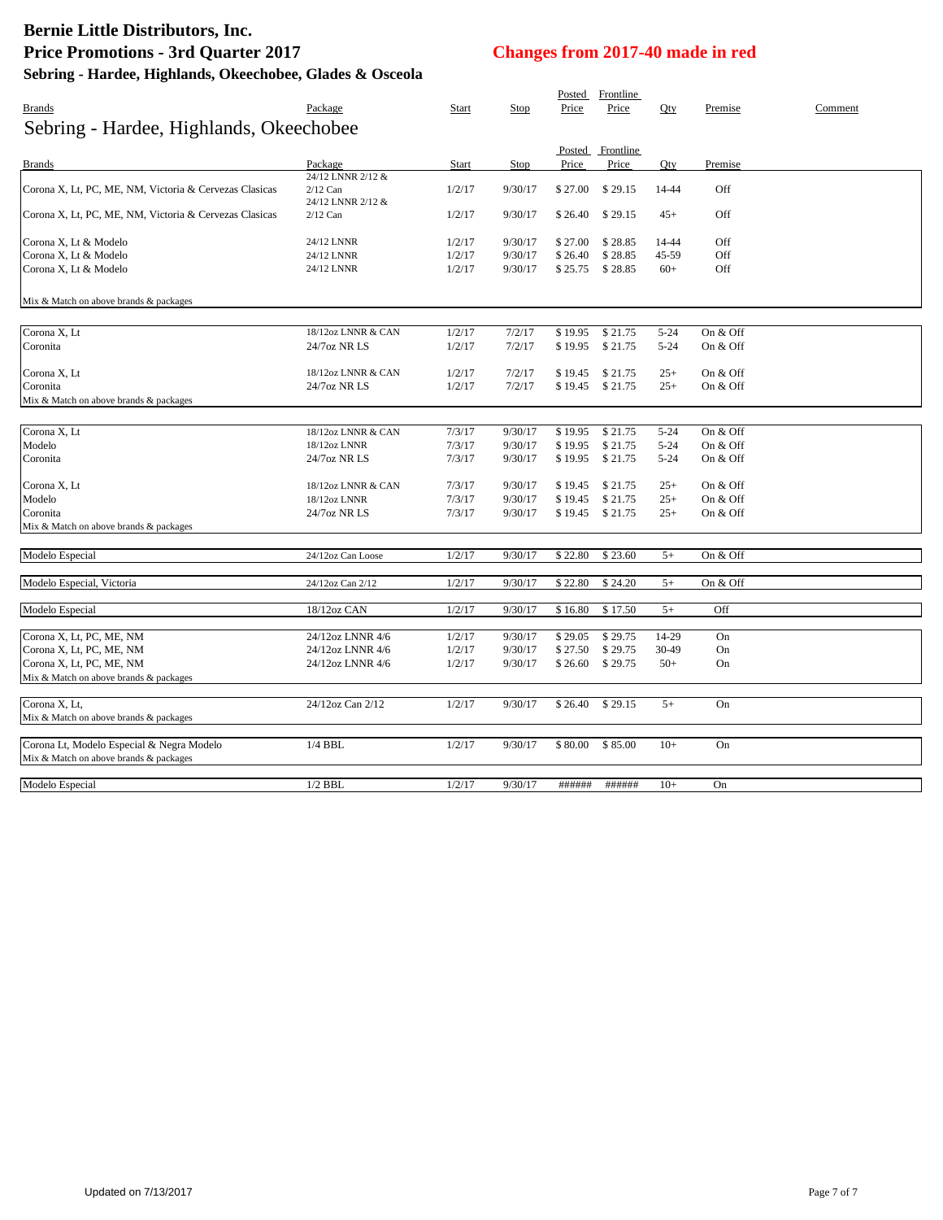# Bernie Little Distributors, Inc.

## Price Promotions - 3rd Quarter 2017

**Changes from 2017-40 made in red**

### Sebring - Hardee, Highlands, Okeechobee, Glades & Osceola

| Brands | Package | Start | Stop | Posted Price | Frontline Price | Qty | Premise | Comment |
|---|---|---|---|---|---|---|---|---|

## Sebring - Hardee, Highlands, Okeechobee

| Brands | Package | Start | Stop | Posted Price | Frontline Price | Qty | Premise |
|---|---|---|---|---|---|---|---|
| Corona X, Lt, PC, ME, NM, Victoria & Cervezas Clasicas | 24/12 LNNR 2/12 & 2/12 Can | 1/2/17 | 9/30/17 | $ 27.00 | $ 29.15 | 14-44 | Off |
| Corona X, Lt, PC, ME, NM, Victoria & Cervezas Clasicas | 24/12 LNNR 2/12 & 2/12 Can | 1/2/17 | 9/30/17 | $ 26.40 | $ 29.15 | 45+ | Off |
| Corona X, Lt & Modelo | 24/12 LNNR | 1/2/17 | 9/30/17 | $ 27.00 | $ 28.85 | 14-44 | Off |
| Corona X, Lt & Modelo | 24/12 LNNR | 1/2/17 | 9/30/17 | $ 26.40 | $ 28.85 | 45-59 | Off |
| Corona X, Lt & Modelo | 24/12 LNNR | 1/2/17 | 9/30/17 | $ 25.75 | $ 28.85 | 60+ | Off |
| Mix & Match on above brands & packages | | | | | | | |
| Corona X, Lt | 18/12oz LNNR & CAN | 1/2/17 | 7/2/17 | $ 19.95 | $ 21.75 | 5-24 | On & Off |
| Coronita | 24/7oz NR LS | 1/2/17 | 7/2/17 | $ 19.95 | $ 21.75 | 5-24 | On & Off |
| Corona X, Lt | 18/12oz LNNR & CAN | 1/2/17 | 7/2/17 | $ 19.45 | $ 21.75 | 25+ | On & Off |
| Coronita | 24/7oz NR LS | 1/2/17 | 7/2/17 | $ 19.45 | $ 21.75 | 25+ | On & Off |
| Mix & Match on above brands & packages | | | | | | | |
| Corona X, Lt | 18/12oz LNNR & CAN | 7/3/17 | 9/30/17 | $ 19.95 | $ 21.75 | 5-24 | On & Off |
| Modelo | 18/12oz LNNR | 7/3/17 | 9/30/17 | $ 19.95 | $ 21.75 | 5-24 | On & Off |
| Coronita | 24/7oz NR LS | 7/3/17 | 9/30/17 | $ 19.95 | $ 21.75 | 5-24 | On & Off |
| Corona X, Lt | 18/12oz LNNR & CAN | 7/3/17 | 9/30/17 | $ 19.45 | $ 21.75 | 25+ | On & Off |
| Modelo | 18/12oz LNNR | 7/3/17 | 9/30/17 | $ 19.45 | $ 21.75 | 25+ | On & Off |
| Coronita | 24/7oz NR LS | 7/3/17 | 9/30/17 | $ 19.45 | $ 21.75 | 25+ | On & Off |
| Mix & Match on above brands & packages | | | | | | | |
| Modelo Especial | 24/12oz Can Loose | 1/2/17 | 9/30/17 | $ 22.80 | $ 23.60 | 5+ | On & Off |
| Modelo Especial, Victoria | 24/12oz Can 2/12 | 1/2/17 | 9/30/17 | $ 22.80 | $ 24.20 | 5+ | On & Off |
| Modelo Especial | 18/12oz CAN | 1/2/17 | 9/30/17 | $ 16.80 | $ 17.50 | 5+ | Off |
| Corona X, Lt, PC, ME, NM | 24/12oz LNNR 4/6 | 1/2/17 | 9/30/17 | $ 29.05 | $ 29.75 | 14-29 | On |
| Corona X, Lt, PC, ME, NM | 24/12oz LNNR 4/6 | 1/2/17 | 9/30/17 | $ 27.50 | $ 29.75 | 30-49 | On |
| Corona X, Lt, PC, ME, NM | 24/12oz LNNR 4/6 | 1/2/17 | 9/30/17 | $ 26.60 | $ 29.75 | 50+ | On |
| Mix & Match on above brands & packages | | | | | | | |
| Corona X, Lt, | 24/12oz Can 2/12 | 1/2/17 | 9/30/17 | $ 26.40 | $ 29.15 | 5+ | On |
| Mix & Match on above brands & packages | | | | | | | |
| Corona Lt, Modelo Especial & Negra Modelo | 1/4 BBL | 1/2/17 | 9/30/17 | $ 80.00 | $ 85.00 | 10+ | On |
| Mix & Match on above brands & packages | | | | | | | |
| Modelo Especial | 1/2 BBL | 1/2/17 | 9/30/17 | ###### | ###### | 10+ | On |

Updated on 7/13/2017